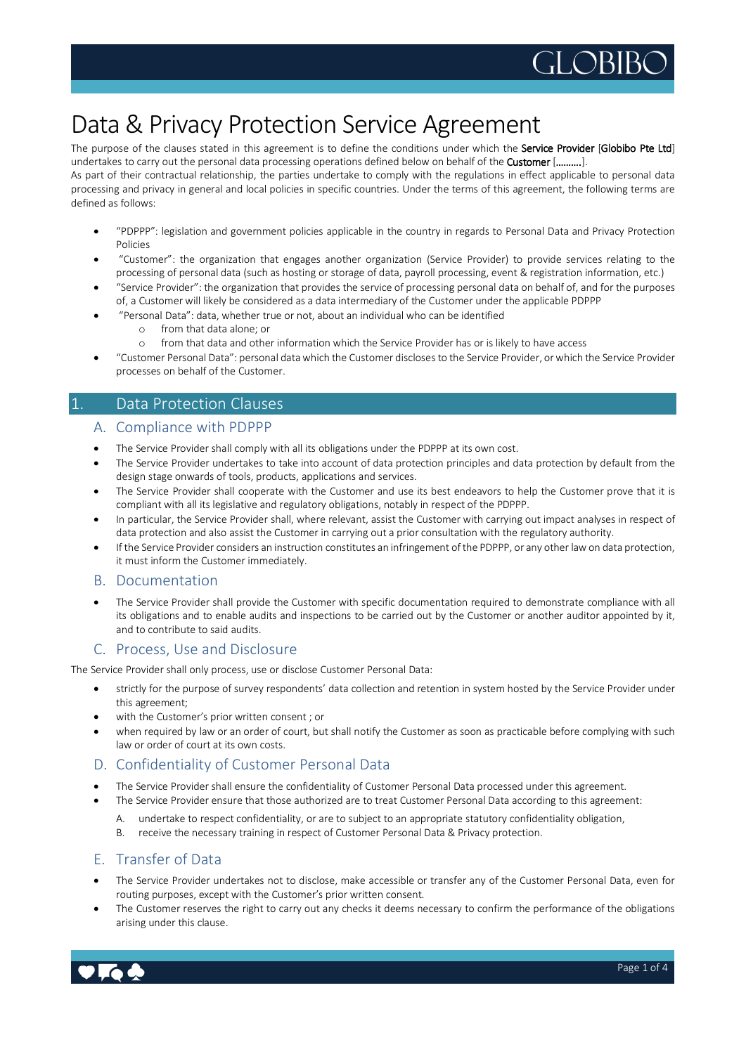# Data & Privacy Protection Service Agreement

The purpose of the clauses stated in this agreement is to define the conditions under which the **Service Provider** [**Globibo Pte Ltd**] undertakes to carry out the personal data processing operations defined below on behalf of the **Customer** [……….].

As part of their contractual relationship, the parties undertake to comply with the regulations in effect applicable to personal data processing and privacy in general and local policies in specific countries. Under the terms of this agreement, the following terms are defined as follows:

- "PDPPP": legislation and government policies applicable in the country in regards to Personal Data and Privacy Protection Policies
- "Customer": the organization that engages another organization (Service Provider) to provide services relating to the processing of personal data (such as hosting or storage of data, payroll processing, event & registration information, etc.)
- "Service Provider": the organization that provides the service of processing personal data on behalf of, and for the purposes of, a Customer will likely be considered as a data intermediary of the Customer under the applicable PDPPP
- "Personal Data": data, whether true or not, about an individual who can be identified
  - from that data alone; or
  - from that data and other information which the Service Provider has or is likely to have access
- "Customer Personal Data": personal data which the Customer discloses to the Service Provider, or which the Service Provider processes on behalf of the Customer.

## 1. Data Protection Clauses

### A. Compliance with PDPPP

- The Service Provider shall comply with all its obligations under the PDPPP at its own cost.
- The Service Provider undertakes to take into account of data protection principles and data protection by default from the design stage onwards of tools, products, applications and services.
- The Service Provider shall cooperate with the Customer and use its best endeavors to help the Customer prove that it is compliant with all its legislative and regulatory obligations, notably in respect of the PDPPP.
- In particular, the Service Provider shall, where relevant, assist the Customer with carrying out impact analyses in respect of data protection and also assist the Customer in carrying out a prior consultation with the regulatory authority.
- If the Service Provider considers an instruction constitutes an infringement of the PDPPP, or any other law on data protection, it must inform the Customer immediately.

### B. Documentation

- The Service Provider shall provide the Customer with specific documentation required to demonstrate compliance with all its obligations and to enable audits and inspections to be carried out by the Customer or another auditor appointed by it, and to contribute to said audits.

### C. Process, Use and Disclosure

The Service Provider shall only process, use or disclose Customer Personal Data:

- strictly for the purpose of survey respondents' data collection and retention in system hosted by the Service Provider under this agreement;
- with the Customer's prior written consent ; or
- when required by law or an order of court, but shall notify the Customer as soon as practicable before complying with such law or order of court at its own costs.

### D. Confidentiality of Customer Personal Data

- The Service Provider shall ensure the confidentiality of Customer Personal Data processed under this agreement.
- The Service Provider ensure that those authorized are to treat Customer Personal Data according to this agreement:
  A. undertake to respect confidentiality, or are to subject to an appropriate statutory confidentiality obligation,
  B. receive the necessary training in respect of Customer Personal Data & Privacy protection.

### E. Transfer of Data

- The Service Provider undertakes not to disclose, make accessible or transfer any of the Customer Personal Data, even for routing purposes, except with the Customer's prior written consent.
- The Customer reserves the right to carry out any checks it deems necessary to confirm the performance of the obligations arising under this clause.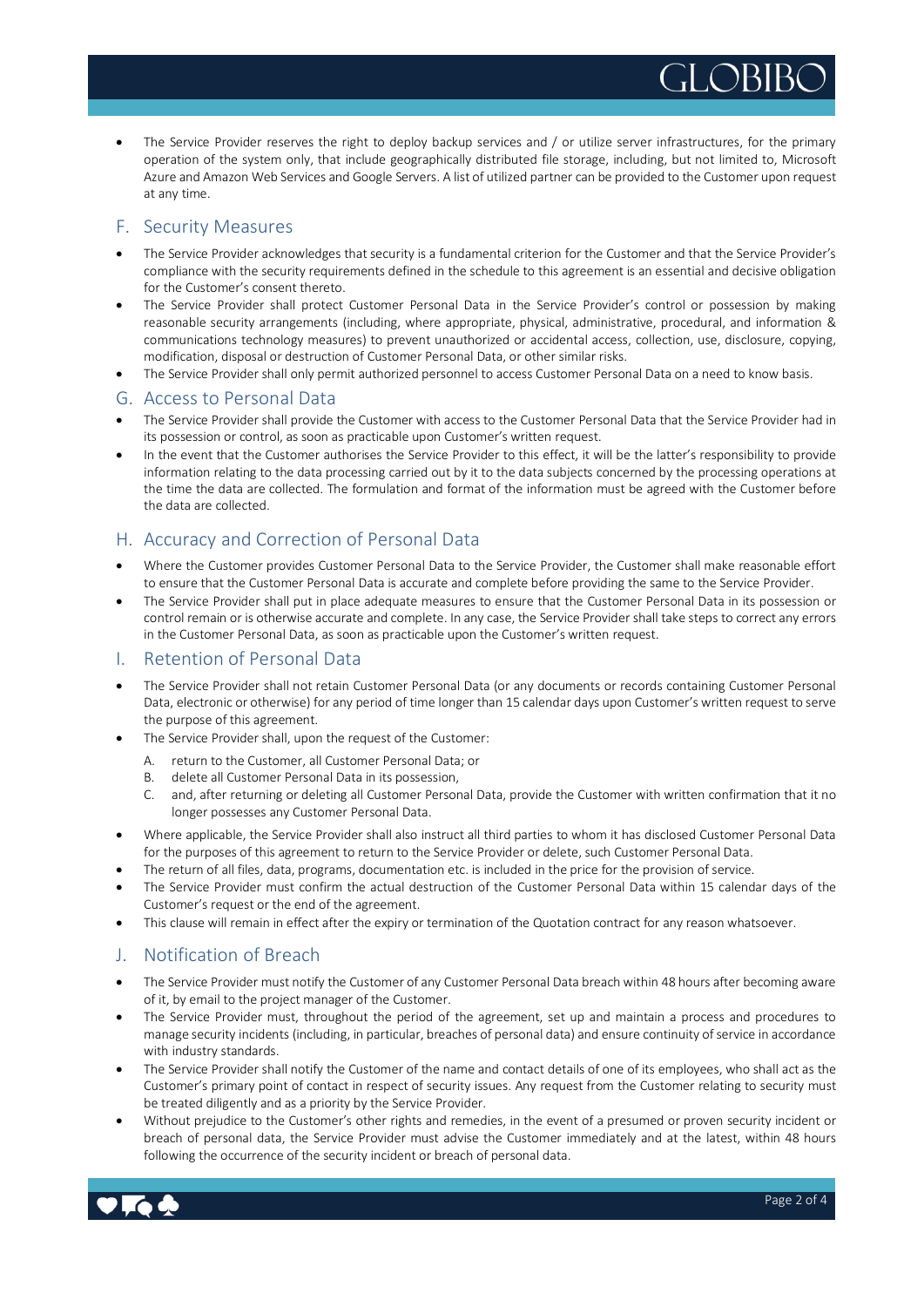- The Service Provider reserves the right to deploy backup services and / or utilize server infrastructures, for the primary operation of the system only, that include geographically distributed file storage, including, but not limited to, Microsoft Azure and Amazon Web Services and Google Servers. A list of utilized partner can be provided to the Customer upon request at any time.

## F. Security Measures

- The Service Provider acknowledges that security is a fundamental criterion for the Customer and that the Service Provider's compliance with the security requirements defined in the schedule to this agreement is an essential and decisive obligation for the Customer's consent thereto.
- The Service Provider shall protect Customer Personal Data in the Service Provider's control or possession by making reasonable security arrangements (including, where appropriate, physical, administrative, procedural, and information & communications technology measures) to prevent unauthorized or accidental access, collection, use, disclosure, copying, modification, disposal or destruction of Customer Personal Data, or other similar risks.
- The Service Provider shall only permit authorized personnel to access Customer Personal Data on a need to know basis.

## G. Access to Personal Data

- The Service Provider shall provide the Customer with access to the Customer Personal Data that the Service Provider had in its possession or control, as soon as practicable upon Customer's written request.
- In the event that the Customer authorises the Service Provider to this effect, it will be the latter's responsibility to provide information relating to the data processing carried out by it to the data subjects concerned by the processing operations at the time the data are collected. The formulation and format of the information must be agreed with the Customer before the data are collected.

## H. Accuracy and Correction of Personal Data

- Where the Customer provides Customer Personal Data to the Service Provider, the Customer shall make reasonable effort to ensure that the Customer Personal Data is accurate and complete before providing the same to the Service Provider.
- The Service Provider shall put in place adequate measures to ensure that the Customer Personal Data in its possession or control remain or is otherwise accurate and complete. In any case, the Service Provider shall take steps to correct any errors in the Customer Personal Data, as soon as practicable upon the Customer's written request.

## I. Retention of Personal Data

- The Service Provider shall not retain Customer Personal Data (or any documents or records containing Customer Personal Data, electronic or otherwise) for any period of time longer than 15 calendar days upon Customer's written request to serve the purpose of this agreement.
- The Service Provider shall, upon the request of the Customer:
  - A. return to the Customer, all Customer Personal Data; or
  - B. delete all Customer Personal Data in its possession,
  - C. and, after returning or deleting all Customer Personal Data, provide the Customer with written confirmation that it no longer possesses any Customer Personal Data.
- Where applicable, the Service Provider shall also instruct all third parties to whom it has disclosed Customer Personal Data for the purposes of this agreement to return to the Service Provider or delete, such Customer Personal Data.
- The return of all files, data, programs, documentation etc. is included in the price for the provision of service.
- The Service Provider must confirm the actual destruction of the Customer Personal Data within 15 calendar days of the Customer's request or the end of the agreement.
- This clause will remain in effect after the expiry or termination of the Quotation contract for any reason whatsoever.

## J. Notification of Breach

- The Service Provider must notify the Customer of any Customer Personal Data breach within 48 hours after becoming aware of it, by email to the project manager of the Customer.
- The Service Provider must, throughout the period of the agreement, set up and maintain a process and procedures to manage security incidents (including, in particular, breaches of personal data) and ensure continuity of service in accordance with industry standards.
- The Service Provider shall notify the Customer of the name and contact details of one of its employees, who shall act as the Customer's primary point of contact in respect of security issues. Any request from the Customer relating to security must be treated diligently and as a priority by the Service Provider.
- Without prejudice to the Customer's other rights and remedies, in the event of a presumed or proven security incident or breach of personal data, the Service Provider must advise the Customer immediately and at the latest, within 48 hours following the occurrence of the security incident or breach of personal data.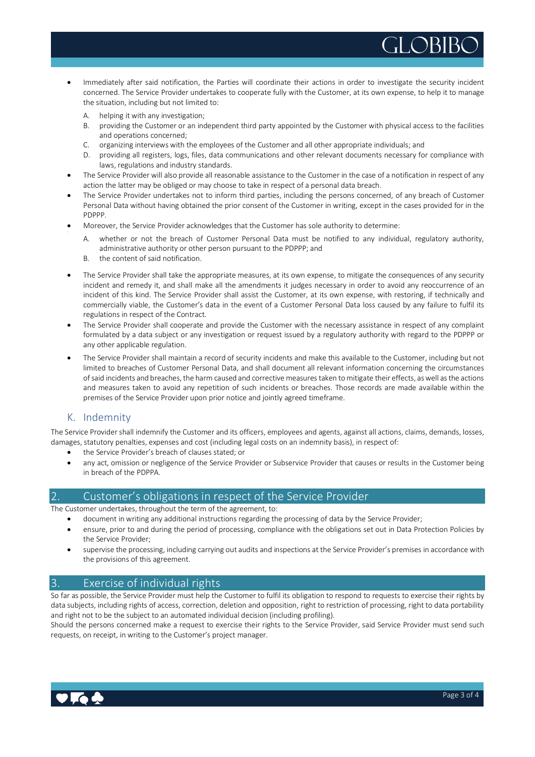- Immediately after said notification, the Parties will coordinate their actions in order to investigate the security incident concerned. The Service Provider undertakes to cooperate fully with the Customer, at its own expense, to help it to manage the situation, including but not limited to:
  A. helping it with any investigation;
  B. providing the Customer or an independent third party appointed by the Customer with physical access to the facilities and operations concerned;
  C. organizing interviews with the employees of the Customer and all other appropriate individuals; and
  D. providing all registers, logs, files, data communications and other relevant documents necessary for compliance with laws, regulations and industry standards.
- The Service Provider will also provide all reasonable assistance to the Customer in the case of a notification in respect of any action the latter may be obliged or may choose to take in respect of a personal data breach.
- The Service Provider undertakes not to inform third parties, including the persons concerned, of any breach of Customer Personal Data without having obtained the prior consent of the Customer in writing, except in the cases provided for in the PDPPP.
- Moreover, the Service Provider acknowledges that the Customer has sole authority to determine:
  A. whether or not the breach of Customer Personal Data must be notified to any individual, regulatory authority, administrative authority or other person pursuant to the PDPPP; and
  B. the content of said notification.
- The Service Provider shall take the appropriate measures, at its own expense, to mitigate the consequences of any security incident and remedy it, and shall make all the amendments it judges necessary in order to avoid any reoccurrence of an incident of this kind. The Service Provider shall assist the Customer, at its own expense, with restoring, if technically and commercially viable, the Customer's data in the event of a Customer Personal Data loss caused by any failure to fulfil its regulations in respect of the Contract.
- The Service Provider shall cooperate and provide the Customer with the necessary assistance in respect of any complaint formulated by a data subject or any investigation or request issued by a regulatory authority with regard to the PDPPP or any other applicable regulation.
- The Service Provider shall maintain a record of security incidents and make this available to the Customer, including but not limited to breaches of Customer Personal Data, and shall document all relevant information concerning the circumstances of said incidents and breaches, the harm caused and corrective measures taken to mitigate their effects, as well as the actions and measures taken to avoid any repetition of such incidents or breaches. Those records are made available within the premises of the Service Provider upon prior notice and jointly agreed timeframe.

### K. Indemnity

The Service Provider shall indemnify the Customer and its officers, employees and agents, against all actions, claims, demands, losses, damages, statutory penalties, expenses and cost (including legal costs on an indemnity basis), in respect of:

- the Service Provider's breach of clauses stated; or
- any act, omission or negligence of the Service Provider or Subservice Provider that causes or results in the Customer being in breach of the PDPPA.

## 2. Customer's obligations in respect of the Service Provider

The Customer undertakes, throughout the term of the agreement, to:

- document in writing any additional instructions regarding the processing of data by the Service Provider;
- ensure, prior to and during the period of processing, compliance with the obligations set out in Data Protection Policies by the Service Provider;
- supervise the processing, including carrying out audits and inspections at the Service Provider's premises in accordance with the provisions of this agreement.

## 3. Exercise of individual rights

So far as possible, the Service Provider must help the Customer to fulfil its obligation to respond to requests to exercise their rights by data subjects, including rights of access, correction, deletion and opposition, right to restriction of processing, right to data portability and right not to be the subject to an automated individual decision (including profiling).

Should the persons concerned make a request to exercise their rights to the Service Provider, said Service Provider must send such requests, on receipt, in writing to the Customer's project manager.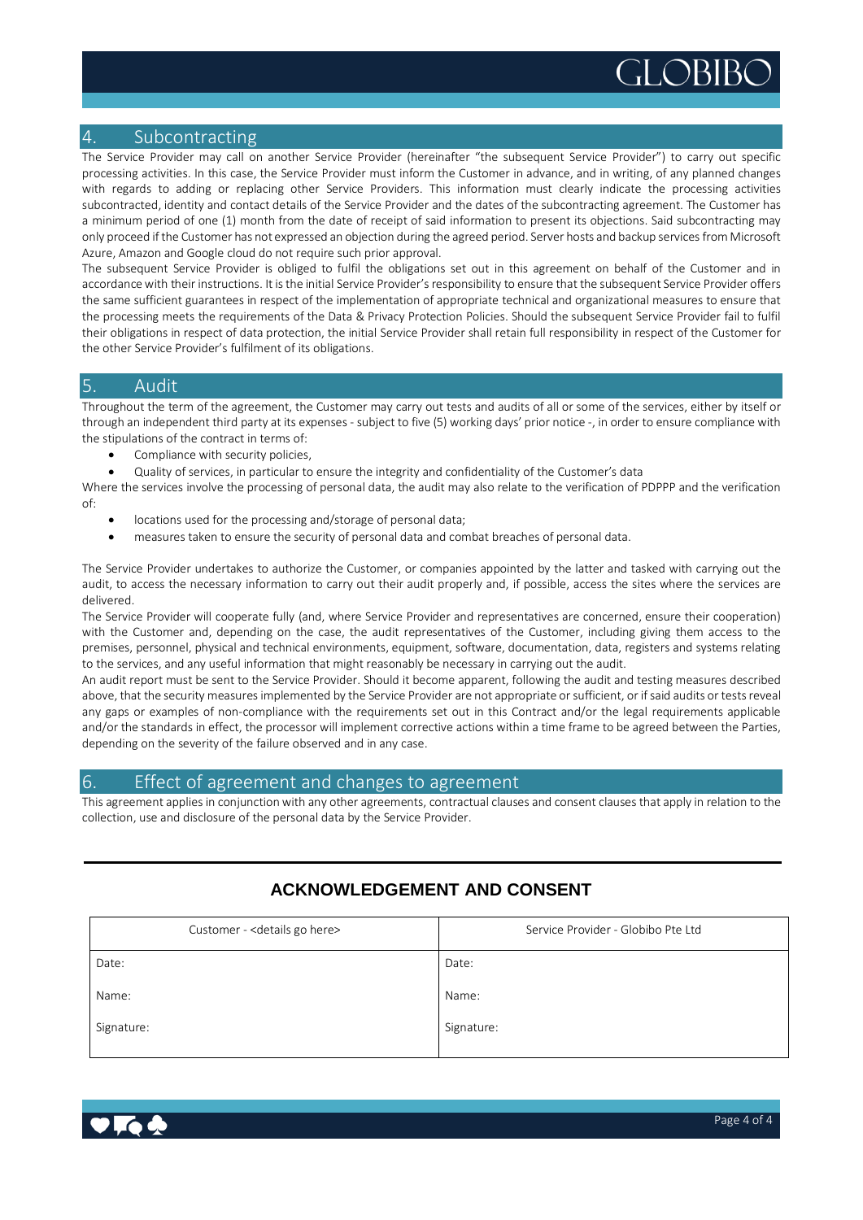## 4. Subcontracting

The Service Provider may call on another Service Provider (hereinafter "the subsequent Service Provider") to carry out specific processing activities. In this case, the Service Provider must inform the Customer in advance, and in writing, of any planned changes with regards to adding or replacing other Service Providers. This information must clearly indicate the processing activities subcontracted, identity and contact details of the Service Provider and the dates of the subcontracting agreement. The Customer has a minimum period of one (1) month from the date of receipt of said information to present its objections. Said subcontracting may only proceed if the Customer has not expressed an objection during the agreed period. Server hosts and backup services from Microsoft Azure, Amazon and Google cloud do not require such prior approval.

The subsequent Service Provider is obliged to fulfil the obligations set out in this agreement on behalf of the Customer and in accordance with their instructions. It is the initial Service Provider's responsibility to ensure that the subsequent Service Provider offers the same sufficient guarantees in respect of the implementation of appropriate technical and organizational measures to ensure that the processing meets the requirements of the Data & Privacy Protection Policies. Should the subsequent Service Provider fail to fulfil their obligations in respect of data protection, the initial Service Provider shall retain full responsibility in respect of the Customer for the other Service Provider's fulfilment of its obligations.

## 5. Audit

Throughout the term of the agreement, the Customer may carry out tests and audits of all or some of the services, either by itself or through an independent third party at its expenses - subject to five (5) working days' prior notice -, in order to ensure compliance with the stipulations of the contract in terms of:

- Compliance with security policies,
- Quality of services, in particular to ensure the integrity and confidentiality of the Customer's data

Where the services involve the processing of personal data, the audit may also relate to the verification of PDPPP and the verification of:

- locations used for the processing and/storage of personal data;
- measures taken to ensure the security of personal data and combat breaches of personal data.

The Service Provider undertakes to authorize the Customer, or companies appointed by the latter and tasked with carrying out the audit, to access the necessary information to carry out their audit properly and, if possible, access the sites where the services are delivered.

The Service Provider will cooperate fully (and, where Service Provider and representatives are concerned, ensure their cooperation) with the Customer and, depending on the case, the audit representatives of the Customer, including giving them access to the premises, personnel, physical and technical environments, equipment, software, documentation, data, registers and systems relating to the services, and any useful information that might reasonably be necessary in carrying out the audit.

An audit report must be sent to the Service Provider. Should it become apparent, following the audit and testing measures described above, that the security measures implemented by the Service Provider are not appropriate or sufficient, or if said audits or tests reveal any gaps or examples of non-compliance with the requirements set out in this Contract and/or the legal requirements applicable and/or the standards in effect, the processor will implement corrective actions within a time frame to be agreed between the Parties, depending on the severity of the failure observed and in any case.

## 6. Effect of agreement and changes to agreement

This agreement applies in conjunction with any other agreements, contractual clauses and consent clauses that apply in relation to the collection, use and disclosure of the personal data by the Service Provider.

---

## ACKNOWLEDGEMENT AND CONSENT

| Customer - <details go here> | Service Provider - Globibo Pte Ltd |
|---|---|
| Date: | Date: |
| Name: | Name: |
| Signature: | Signature: |